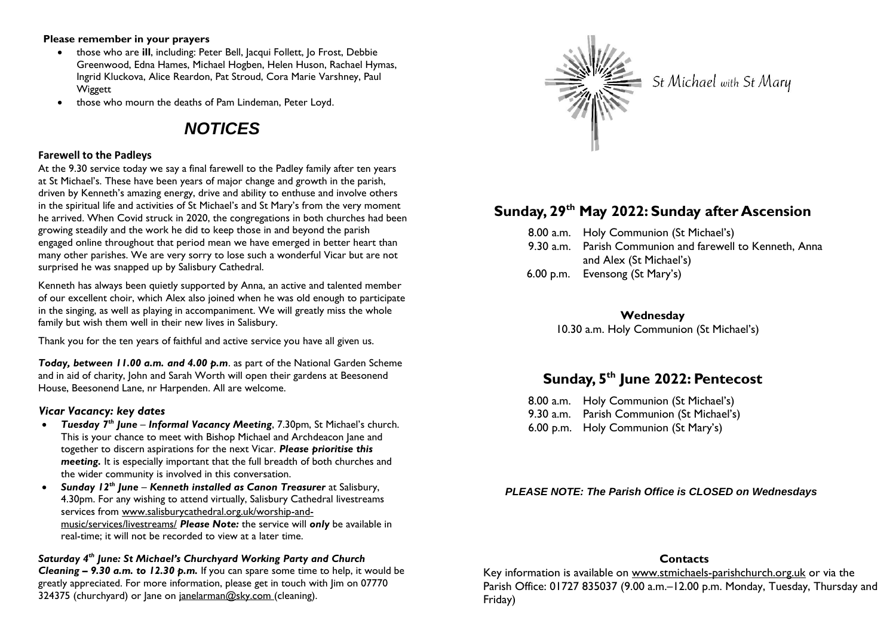**Please remember in your prayers**

- those who are **ill**, including: Peter Bell, Jacqui Follett, Jo Frost, Debbie Greenwood, Edna Hames, Michael Hogben, Helen Huson, Rachael Hymas, Ingrid Kluckova, Alice Reardon, Pat Stroud, Cora Marie Varshney, Paul Wiggett
- those who mourn the deaths of Pam Lindeman, Peter Loyd.

# *NOTICES*

**Farewell to the Padleys**

At the 9.30 service today we say a final farewell to the Padley family after ten years at St Michael's. These have been years of major change and growth in the parish, driven by Kenneth's amazing energy, drive and ability to enthuse and involve others in the spiritual life and activities of St Michael's and St Mary's from the very moment he arrived. When Covid struck in 2020, the congregations in both churches had been growing steadily and the work he did to keep those in and beyond the parish engaged online throughout that period mean we have emerged in better heart than many other parishes. We are very sorry to lose such a wonderful Vicar but are not surprised he was snapped up by Salisbury Cathedral.

Kenneth has always been quietly supported by Anna, an active and talented member of our excellent choir, which Alex also joined when he was old enough to participate in the singing, as well as playing in accompaniment. We will greatly miss the whole family but wish them well in their new lives in Salisbury.

Thank you for the ten years of faithful and active service you have all given us.

***Today, between 11.00 a.m. and 4.00 p.m***. as part of the National Garden Scheme and in aid of charity, John and Sarah Worth will open their gardens at Beesonend House, Beesonend Lane, nr Harpenden. All are welcome.

***Vicar Vacancy: key dates***

- ***Tuesday 7th June*** – ***Informal Vacancy Meeting***, 7.30pm, St Michael's church. This is your chance to meet with Bishop Michael and Archdeacon Jane and together to discern aspirations for the next Vicar. ***Please prioritise this meeting.*** It is especially important that the full breadth of both churches and the wider community is involved in this conversation.
- ***Sunday 12th June*** – ***Kenneth installed as Canon Treasurer*** at Salisbury, 4.30pm. For any wishing to attend virtually, Salisbury Cathedral livestreams services from www.salisburycathedral.org.uk/worship-and-music/services/livestreams/ ***Please Note:*** the service will ***only*** be available in real-time; it will not be recorded to view at a later time.

***Saturday 4th June: St Michael's Churchyard Working Party and Church Cleaning – 9.30 a.m. to 12.30 p.m.*** If you can spare some time to help, it would be greatly appreciated. For more information, please get in touch with Jim on 07770 324375 (churchyard) or Jane on janelarman@sky.com (cleaning).

St Michael *with* St Mary

## Sunday, 29th May 2022: Sunday after Ascension

8.00 a.m. Holy Communion (St Michael's)
9.30 a.m. Parish Communion and farewell to Kenneth, Anna and Alex (St Michael's)
6.00 p.m. Evensong (St Mary's)

**Wednesday**
10.30 a.m. Holy Communion (St Michael's)

## Sunday, 5th June 2022: Pentecost

8.00 a.m. Holy Communion (St Michael's)
9.30 a.m. Parish Communion (St Michael's)
6.00 p.m. Holy Communion (St Mary's)

***PLEASE NOTE: The Parish Office is CLOSED on Wednesdays***

**Contacts**

Key information is available on www.stmichaels-parishchurch.org.uk or via the Parish Office: 01727 835037 (9.00 a.m.–12.00 p.m. Monday, Tuesday, Thursday and Friday)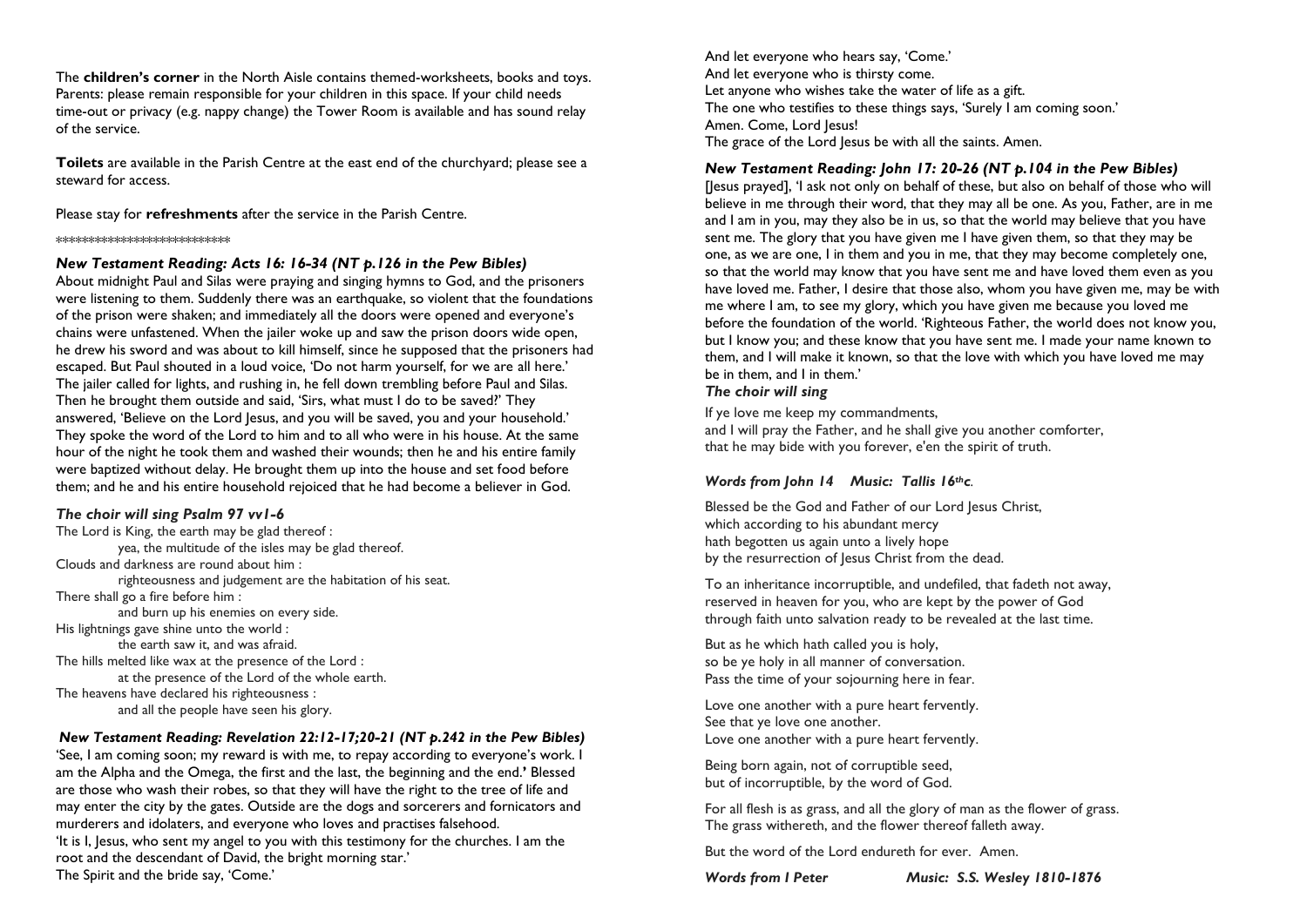The **children's corner** in the North Aisle contains themed-worksheets, books and toys. Parents: please remain responsible for your children in this space. If your child needs time-out or privacy (e.g. nappy change) the Tower Room is available and has sound relay of the service.

**Toilets** are available in the Parish Centre at the east end of the churchyard; please see a steward for access.

Please stay for **refreshments** after the service in the Parish Centre.

\*\*\*\*\*\*\*\*\*\*\*\*\*\*\*\*\*\*\*\*\*\*\*\*\*\*\*\*

### *New Testament Reading: Acts 16: 16-34 (NT p.126 in the Pew Bibles)*

About midnight Paul and Silas were praying and singing hymns to God, and the prisoners were listening to them. Suddenly there was an earthquake, so violent that the foundations of the prison were shaken; and immediately all the doors were opened and everyone's chains were unfastened. When the jailer woke up and saw the prison doors wide open, he drew his sword and was about to kill himself, since he supposed that the prisoners had escaped. But Paul shouted in a loud voice, 'Do not harm yourself, for we are all here.' The jailer called for lights, and rushing in, he fell down trembling before Paul and Silas. Then he brought them outside and said, 'Sirs, what must I do to be saved?' They answered, 'Believe on the Lord Jesus, and you will be saved, you and your household.' They spoke the word of the Lord to him and to all who were in his house. At the same hour of the night he took them and washed their wounds; then he and his entire family were baptized without delay. He brought them up into the house and set food before them; and he and his entire household rejoiced that he had become a believer in God.

### *The choir will sing Psalm 97 vv1-6*

The Lord is King, the earth may be glad thereof :
yea, the multitude of the isles may be glad thereof.
Clouds and darkness are round about him :
righteousness and judgement are the habitation of his seat.
There shall go a fire before him :
and burn up his enemies on every side.
His lightnings gave shine unto the world :
the earth saw it, and was afraid.
The hills melted like wax at the presence of the Lord :
at the presence of the Lord of the whole earth.
The heavens have declared his righteousness :
and all the people have seen his glory.

### *New Testament Reading: Revelation 22:12-17;20-21 (NT p.242 in the Pew Bibles)*

'See, I am coming soon; my reward is with me, to repay according to everyone's work. I am the Alpha and the Omega, the first and the last, the beginning and the end.' Blessed are those who wash their robes, so that they will have the right to the tree of life and may enter the city by the gates. Outside are the dogs and sorcerers and fornicators and murderers and idolaters, and everyone who loves and practises falsehood.
'It is I, Jesus, who sent my angel to you with this testimony for the churches. I am the root and the descendant of David, the bright morning star.'
The Spirit and the bride say, 'Come.'
And let everyone who hears say, 'Come.'
And let everyone who is thirsty come.
Let anyone who wishes take the water of life as a gift.
The one who testifies to these things says, 'Surely I am coming soon.'
Amen. Come, Lord Jesus!
The grace of the Lord Jesus be with all the saints. Amen.

### *New Testament Reading: John 17: 20-26 (NT p.104 in the Pew Bibles)*

[Jesus prayed], 'I ask not only on behalf of these, but also on behalf of those who will believe in me through their word, that they may all be one. As you, Father, are in me and I am in you, may they also be in us, so that the world may believe that you have sent me. The glory that you have given me I have given them, so that they may be one, as we are one, I in them and you in me, that they may become completely one, so that the world may know that you have sent me and have loved them even as you have loved me. Father, I desire that those also, whom you have given me, may be with me where I am, to see my glory, which you have given me because you loved me before the foundation of the world. 'Righteous Father, the world does not know you, but I know you; and these know that you have sent me. I made your name known to them, and I will make it known, so that the love with which you have loved me may be in them, and I in them.'

### *The choir will sing*

If ye love me keep my commandments,
and I will pray the Father, and he shall give you another comforter,
that he may bide with you forever, e'en the spirit of truth.

***Words from John 14 Music: Tallis 16thc.***

Blessed be the God and Father of our Lord Jesus Christ,
which according to his abundant mercy
hath begotten us again unto a lively hope
by the resurrection of Jesus Christ from the dead.

To an inheritance incorruptible, and undefiled, that fadeth not away,
reserved in heaven for you, who are kept by the power of God
through faith unto salvation ready to be revealed at the last time.

But as he which hath called you is holy,
so be ye holy in all manner of conversation.
Pass the time of your sojourning here in fear.

Love one another with a pure heart fervently.
See that ye love one another.
Love one another with a pure heart fervently.

Being born again, not of corruptible seed,
but of incorruptible, by the word of God.

For all flesh is as grass, and all the glory of man as the flower of grass.
The grass withereth, and the flower thereof falleth away.

But the word of the Lord endureth for ever. Amen.

***Words from I Peter Music: S.S. Wesley 1810-1876***